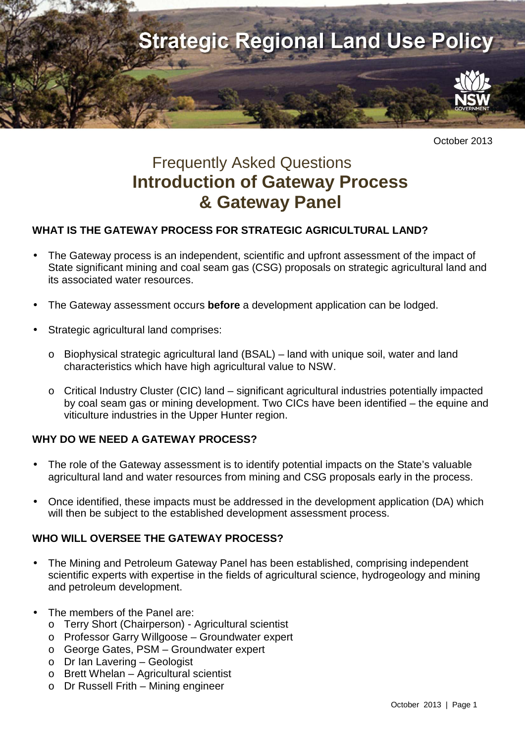# Strategic Regional Land Use Policy

October 2013

## Frequently Asked Questions

## Introduction of Gateway Process & Gateway Panel

### WHAT IS THE GATEWAY PROCESS FOR STRATEGIC AGRICULTURAL LAND?

- The Gateway process is an independent, scientific and upfront assessment of the impact of State significant mining and coal seam gas (CSG) proposals on strategic agricultural land and its associated water resources.
- The Gateway assessment occurs **before** a development application can be lodged.
- Strategic agricultural land comprises:
  - Biophysical strategic agricultural land (BSAL) – land with unique soil, water and land characteristics which have high agricultural value to NSW.
  - Critical Industry Cluster (CIC) land – significant agricultural industries potentially impacted by coal seam gas or mining development. Two CICs have been identified – the equine and viticulture industries in the Upper Hunter region.

### WHY DO WE NEED A GATEWAY PROCESS?

- The role of the Gateway assessment is to identify potential impacts on the State's valuable agricultural land and water resources from mining and CSG proposals early in the process.
- Once identified, these impacts must be addressed in the development application (DA) which will then be subject to the established development assessment process.

### WHO WILL OVERSEE THE GATEWAY PROCESS?

- The Mining and Petroleum Gateway Panel has been established, comprising independent scientific experts with expertise in the fields of agricultural science, hydrogeology and mining and petroleum development.
- The members of the Panel are:
  - Terry Short (Chairperson) - Agricultural scientist
  - Professor Garry Willgoose – Groundwater expert
  - George Gates, PSM – Groundwater expert
  - Dr Ian Lavering – Geologist
  - Brett Whelan – Agricultural scientist
  - Dr Russell Frith – Mining engineer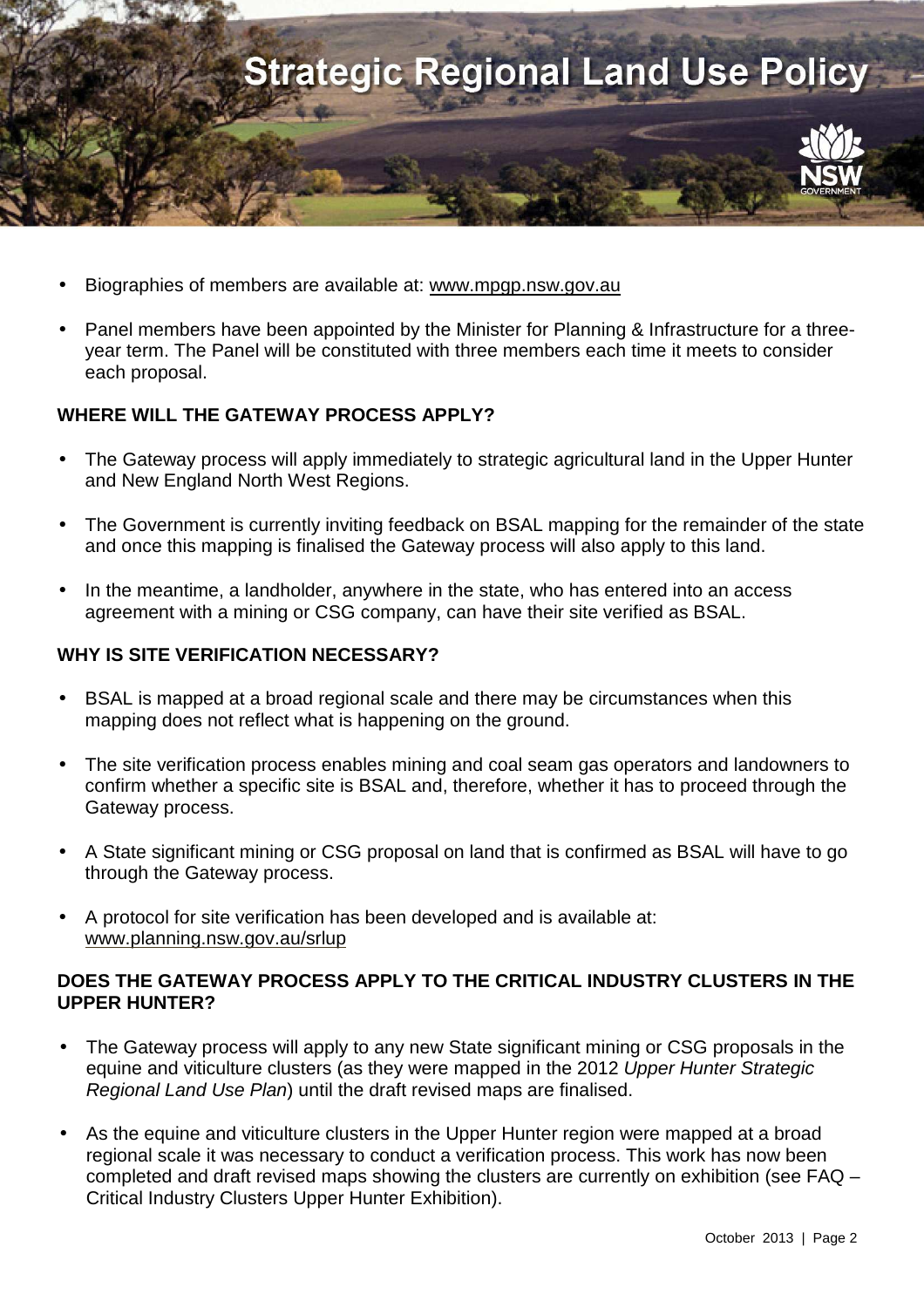- Biographies of members are available at: www.mpgp.nsw.gov.au
- Panel members have been appointed by the Minister for Planning & Infrastructure for a three-year term. The Panel will be constituted with three members each time it meets to consider each proposal.

**WHERE WILL THE GATEWAY PROCESS APPLY?**

- The Gateway process will apply immediately to strategic agricultural land in the Upper Hunter and New England North West Regions.
- The Government is currently inviting feedback on BSAL mapping for the remainder of the state and once this mapping is finalised the Gateway process will also apply to this land.
- In the meantime, a landholder, anywhere in the state, who has entered into an access agreement with a mining or CSG company, can have their site verified as BSAL.

**WHY IS SITE VERIFICATION NECESSARY?**

- BSAL is mapped at a broad regional scale and there may be circumstances when this mapping does not reflect what is happening on the ground.
- The site verification process enables mining and coal seam gas operators and landowners to confirm whether a specific site is BSAL and, therefore, whether it has to proceed through the Gateway process.
- A State significant mining or CSG proposal on land that is confirmed as BSAL will have to go through the Gateway process.
- A protocol for site verification has been developed and is available at: www.planning.nsw.gov.au/srlup

**DOES THE GATEWAY PROCESS APPLY TO THE CRITICAL INDUSTRY CLUSTERS IN THE UPPER HUNTER?**

- The Gateway process will apply to any new State significant mining or CSG proposals in the equine and viticulture clusters (as they were mapped in the 2012 *Upper Hunter Strategic Regional Land Use Plan*) until the draft revised maps are finalised.
- As the equine and viticulture clusters in the Upper Hunter region were mapped at a broad regional scale it was necessary to conduct a verification process. This work has now been completed and draft revised maps showing the clusters are currently on exhibition (see FAQ – Critical Industry Clusters Upper Hunter Exhibition).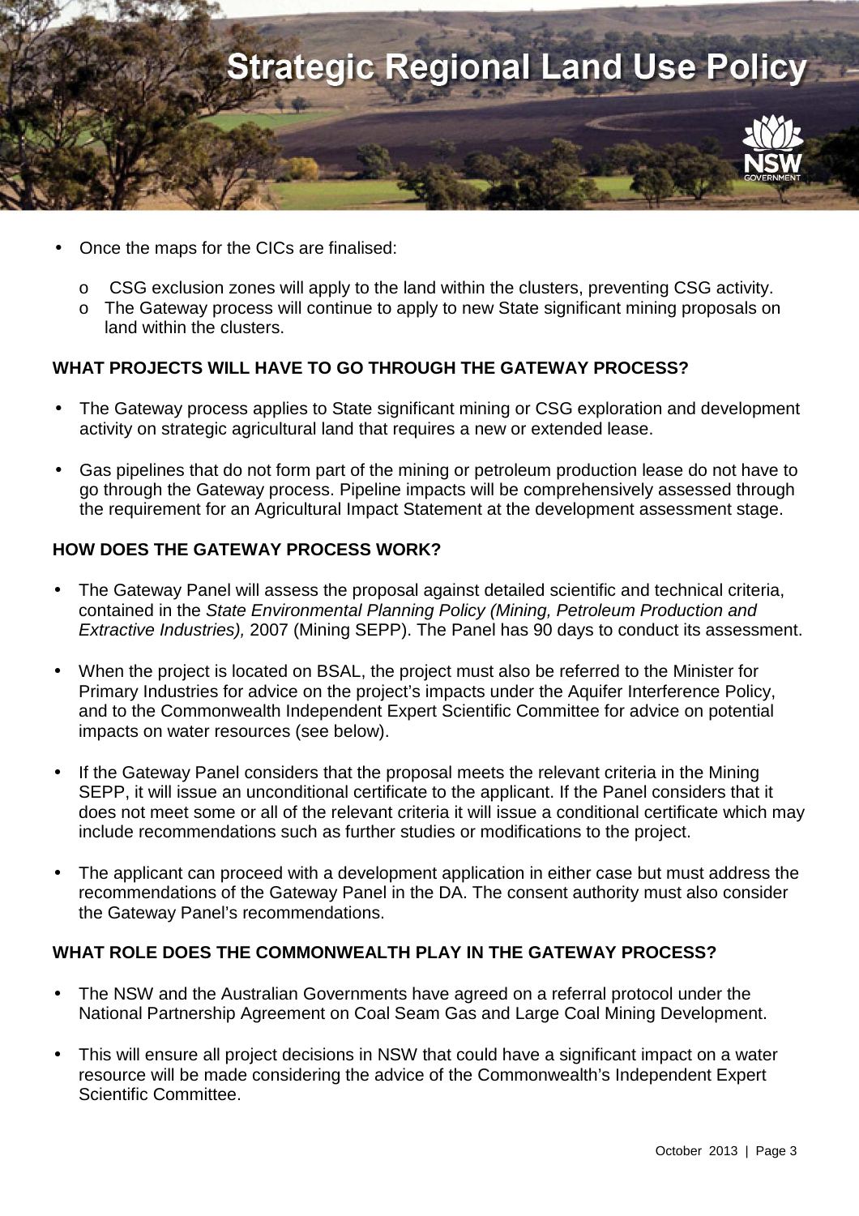- Once the maps for the CICs are finalised:
  - CSG exclusion zones will apply to the land within the clusters, preventing CSG activity.
  - The Gateway process will continue to apply to new State significant mining proposals on land within the clusters.

**WHAT PROJECTS WILL HAVE TO GO THROUGH THE GATEWAY PROCESS?**

- The Gateway process applies to State significant mining or CSG exploration and development activity on strategic agricultural land that requires a new or extended lease.
- Gas pipelines that do not form part of the mining or petroleum production lease do not have to go through the Gateway process. Pipeline impacts will be comprehensively assessed through the requirement for an Agricultural Impact Statement at the development assessment stage.

**HOW DOES THE GATEWAY PROCESS WORK?**

- The Gateway Panel will assess the proposal against detailed scientific and technical criteria, contained in the *State Environmental Planning Policy (Mining, Petroleum Production and Extractive Industries),* 2007 (Mining SEPP). The Panel has 90 days to conduct its assessment.
- When the project is located on BSAL, the project must also be referred to the Minister for Primary Industries for advice on the project's impacts under the Aquifer Interference Policy, and to the Commonwealth Independent Expert Scientific Committee for advice on potential impacts on water resources (see below).
- If the Gateway Panel considers that the proposal meets the relevant criteria in the Mining SEPP, it will issue an unconditional certificate to the applicant. If the Panel considers that it does not meet some or all of the relevant criteria it will issue a conditional certificate which may include recommendations such as further studies or modifications to the project.
- The applicant can proceed with a development application in either case but must address the recommendations of the Gateway Panel in the DA. The consent authority must also consider the Gateway Panel's recommendations.

**WHAT ROLE DOES THE COMMONWEALTH PLAY IN THE GATEWAY PROCESS?**

- The NSW and the Australian Governments have agreed on a referral protocol under the National Partnership Agreement on Coal Seam Gas and Large Coal Mining Development.
- This will ensure all project decisions in NSW that could have a significant impact on a water resource will be made considering the advice of the Commonwealth's Independent Expert Scientific Committee.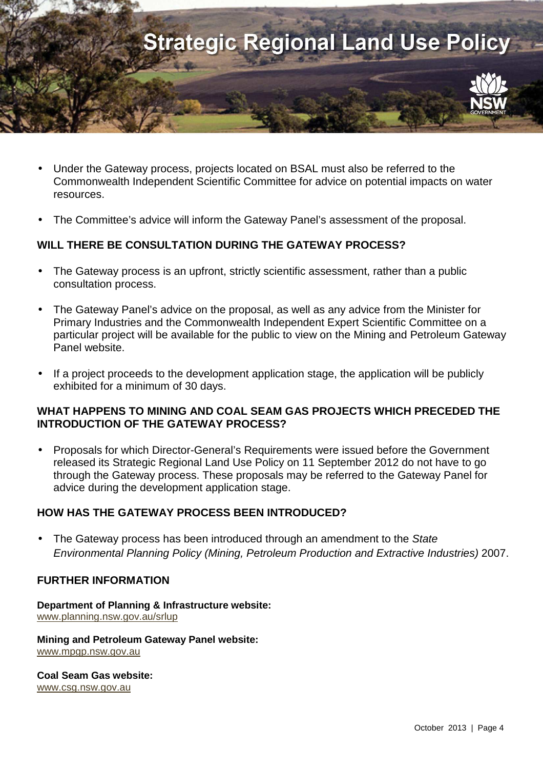- Under the Gateway process, projects located on BSAL must also be referred to the Commonwealth Independent Scientific Committee for advice on potential impacts on water resources.

- The Committee's advice will inform the Gateway Panel's assessment of the proposal.

### WILL THERE BE CONSULTATION DURING THE GATEWAY PROCESS?

- The Gateway process is an upfront, strictly scientific assessment, rather than a public consultation process.

- The Gateway Panel's advice on the proposal, as well as any advice from the Minister for Primary Industries and the Commonwealth Independent Expert Scientific Committee on a particular project will be available for the public to view on the Mining and Petroleum Gateway Panel website.

- If a project proceeds to the development application stage, the application will be publicly exhibited for a minimum of 30 days.

### WHAT HAPPENS TO MINING AND COAL SEAM GAS PROJECTS WHICH PRECEDED THE INTRODUCTION OF THE GATEWAY PROCESS?

- Proposals for which Director-General's Requirements were issued before the Government released its Strategic Regional Land Use Policy on 11 September 2012 do not have to go through the Gateway process. These proposals may be referred to the Gateway Panel for advice during the development application stage.

### HOW HAS THE GATEWAY PROCESS BEEN INTRODUCED?

- The Gateway process has been introduced through an amendment to the *State Environmental Planning Policy (Mining, Petroleum Production and Extractive Industries)* 2007.

### FURTHER INFORMATION

**Department of Planning & Infrastructure website:**
www.planning.nsw.gov.au/srlup

**Mining and Petroleum Gateway Panel website:**
www.mpgp.nsw.gov.au

**Coal Seam Gas website:**
www.csg.nsw.gov.au